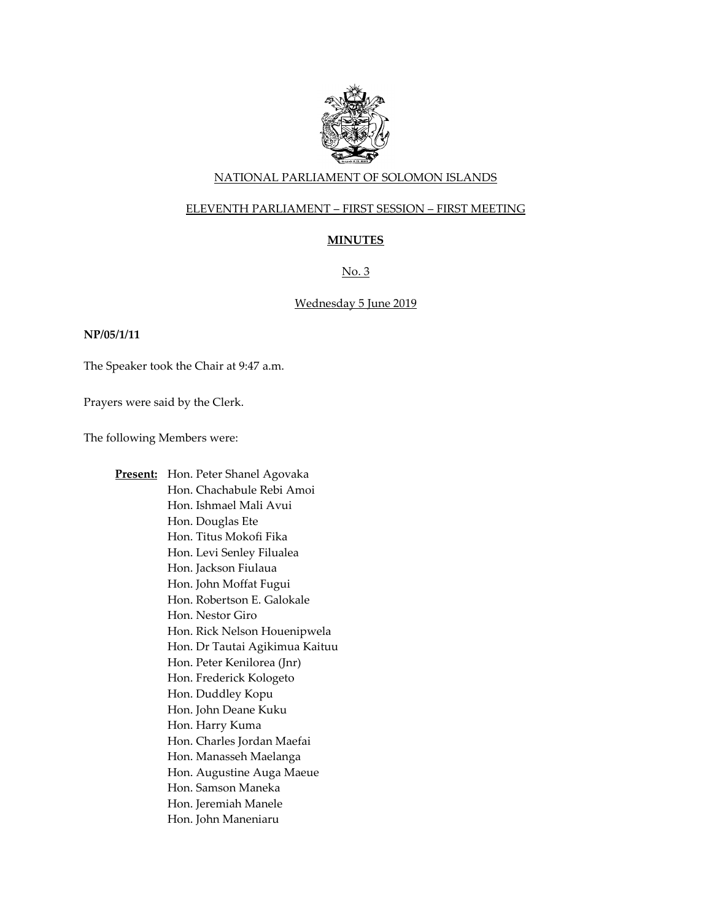NATIONAL PARLIAMENT OF SOLOMON ISLANDS

ELEVENTH PARLIAMENT – FIRST SESSION – FIRST MEETING

# MINUTES

No. 3

Wednesday 5 June 2019

**NP/05/1/11**

The Speaker took the Chair at 9:47 a.m.

Prayers were said by the Clerk.

The following Members were:

**Present:** Hon. Peter Shanel Agovaka
Hon. Chachabule Rebi Amoi
Hon. Ishmael Mali Avui
Hon. Douglas Ete
Hon. Titus Mokofi Fika
Hon. Levi Senley Filualea
Hon. Jackson Fiulaua
Hon. John Moffat Fugui
Hon. Robertson E. Galokale
Hon. Nestor Giro
Hon. Rick Nelson Houenipwela
Hon. Dr Tautai Agikimua Kaituu
Hon. Peter Kenilorea (Jnr)
Hon. Frederick Kologeto
Hon. Duddley Kopu
Hon. John Deane Kuku
Hon. Harry Kuma
Hon. Charles Jordan Maefai
Hon. Manasseh Maelanga
Hon. Augustine Auga Maeue
Hon. Samson Maneka
Hon. Jeremiah Manele
Hon. John Maneniaru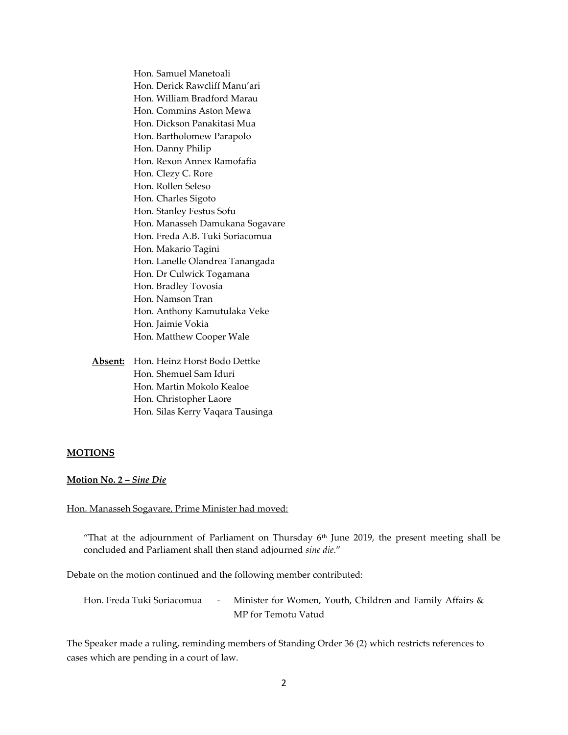Hon. Samuel Manetoali
Hon. Derick Rawcliff Manu'ari
Hon. William Bradford Marau
Hon. Commins Aston Mewa
Hon. Dickson Panakitasi Mua
Hon. Bartholomew Parapolo
Hon. Danny Philip
Hon. Rexon Annex Ramofafia
Hon. Clezy C. Rore
Hon. Rollen Seleso
Hon. Charles Sigoto
Hon. Stanley Festus Sofu
Hon. Manasseh Damukana Sogavare
Hon. Freda A.B. Tuki Soriacomua
Hon. Makario Tagini
Hon. Lanelle Olandrea Tanangada
Hon. Dr Culwick Togamana
Hon. Bradley Tovosia
Hon. Namson Tran
Hon. Anthony Kamutulaka Veke
Hon. Jaimie Vokia
Hon. Matthew Cooper Wale

**Absent:** Hon. Heinz Horst Bodo Dettke
Hon. Shemuel Sam Iduri
Hon. Martin Mokolo Kealoe
Hon. Christopher Laore
Hon. Silas Kerry Vaqara Tausinga

## MOTIONS

### Motion No. 2 – *Sine Die*

Hon. Manasseh Sogavare, Prime Minister had moved:

"That at the adjournment of Parliament on Thursday 6th June 2019, the present meeting shall be concluded and Parliament shall then stand adjourned *sine die*."

Debate on the motion continued and the following member contributed:

Hon. Freda Tuki Soriacomua - Minister for Women, Youth, Children and Family Affairs & MP for Temotu Vatud

The Speaker made a ruling, reminding members of Standing Order 36 (2) which restricts references to cases which are pending in a court of law.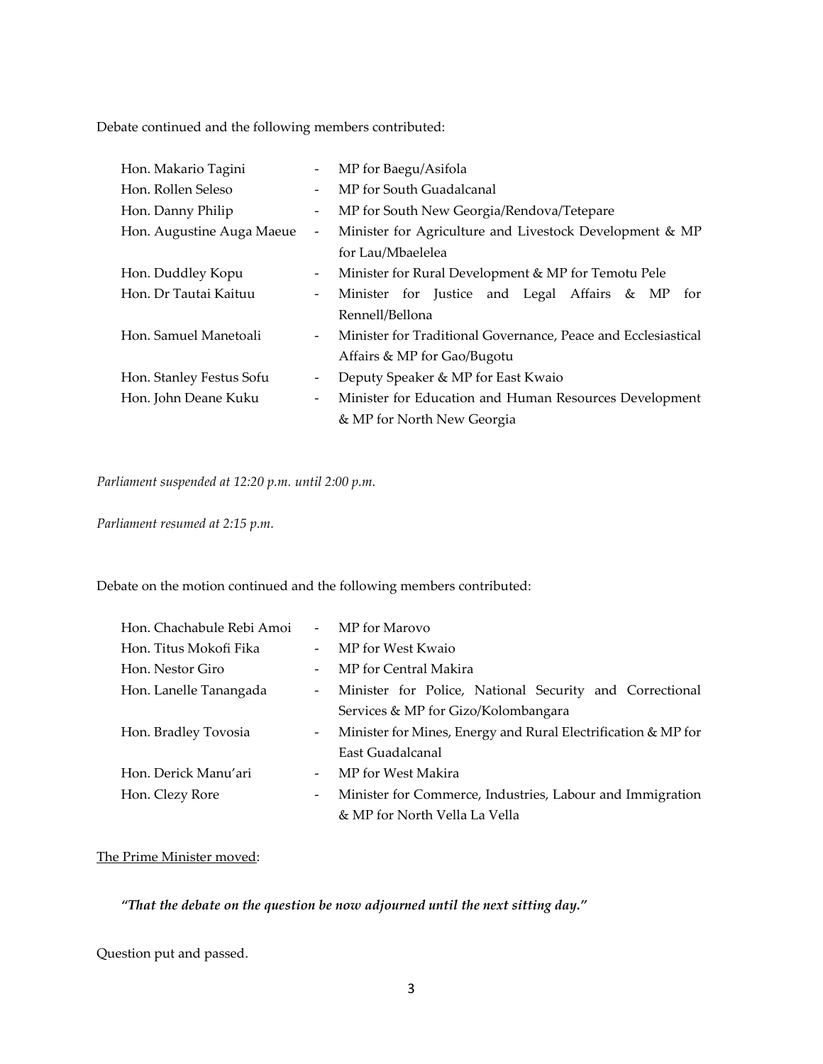Debate continued and the following members contributed:

| | | |
|---|---|---|
| Hon. Makario Tagini | - | MP for Baegu/Asifola |
| Hon. Rollen Seleso | - | MP for South Guadalcanal |
| Hon. Danny Philip | - | MP for South New Georgia/Rendova/Tetepare |
| Hon. Augustine Auga Maeue | - | Minister for Agriculture and Livestock Development & MP for Lau/Mbaelelea |
| Hon. Duddley Kopu | - | Minister for Rural Development & MP for Temotu Pele |
| Hon. Dr Tautai Kaituu | - | Minister for Justice and Legal Affairs & MP for Rennell/Bellona |
| Hon. Samuel Manetoali | - | Minister for Traditional Governance, Peace and Ecclesiastical Affairs & MP for Gao/Bugotu |
| Hon. Stanley Festus Sofu | - | Deputy Speaker & MP for East Kwaio |
| Hon. John Deane Kuku | - | Minister for Education and Human Resources Development & MP for North New Georgia |

*Parliament suspended at 12:20 p.m. until 2:00 p.m.*

*Parliament resumed at 2:15 p.m.*

Debate on the motion continued and the following members contributed:

| | | |
|---|---|---|
| Hon. Chachabule Rebi Amoi | - | MP for Marovo |
| Hon. Titus Mokofi Fika | - | MP for West Kwaio |
| Hon. Nestor Giro | - | MP for Central Makira |
| Hon. Lanelle Tanangada | - | Minister for Police, National Security and Correctional Services & MP for Gizo/Kolombangara |
| Hon. Bradley Tovosia | - | Minister for Mines, Energy and Rural Electrification & MP for East Guadalcanal |
| Hon. Derick Manu'ari | - | MP for West Makira |
| Hon. Clezy Rore | - | Minister for Commerce, Industries, Labour and Immigration & MP for North Vella La Vella |

<u>The Prime Minister moved</u>:

***"That the debate on the question be now adjourned until the next sitting day."***

Question put and passed.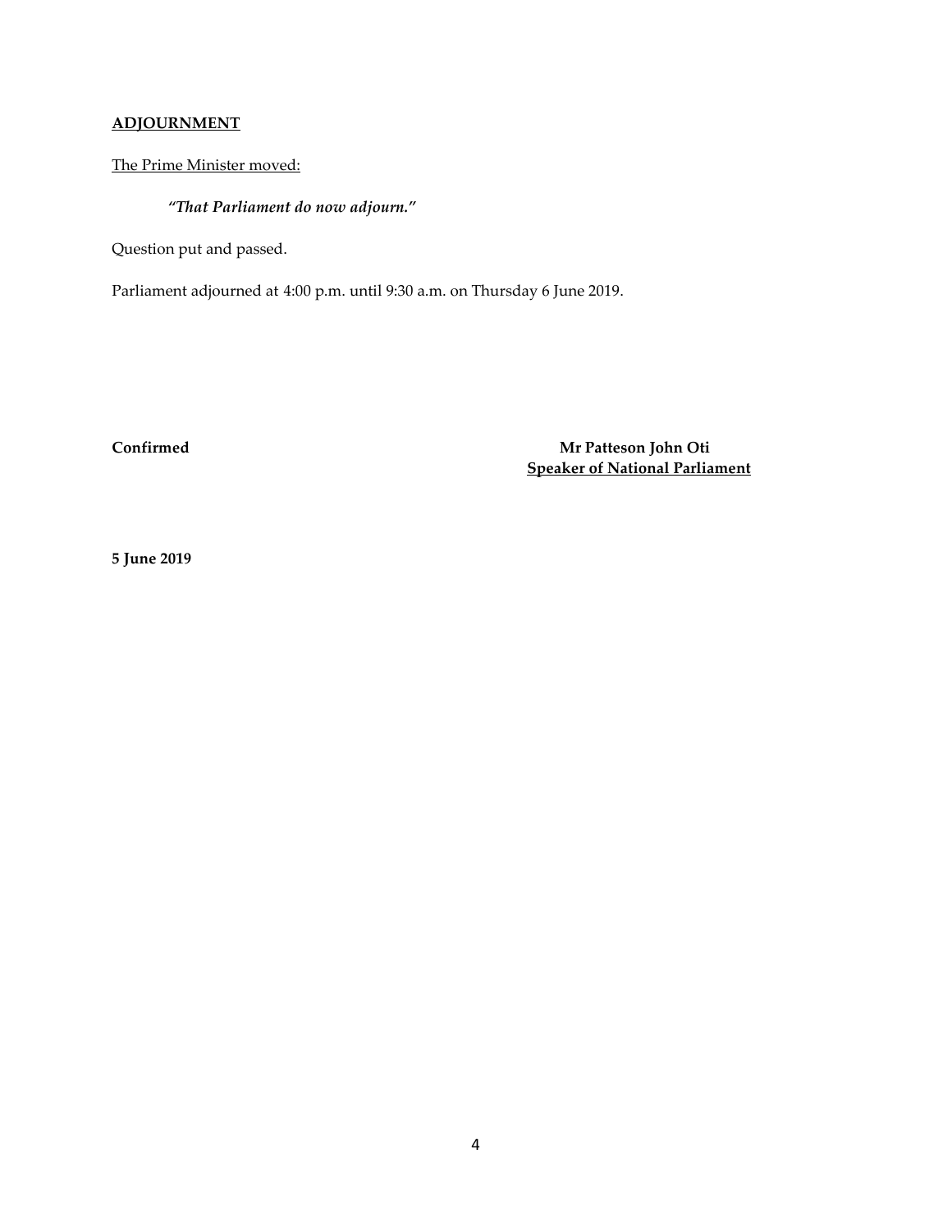**ADJOURNMENT**

The Prime Minister moved:

> ***"That Parliament do now adjourn."***

Question put and passed.

Parliament adjourned at 4:00 p.m. until 9:30 a.m. on Thursday 6 June 2019.

**Confirmed**

**Mr Patteson John Oti**
**Speaker of National Parliament**

**5 June 2019**